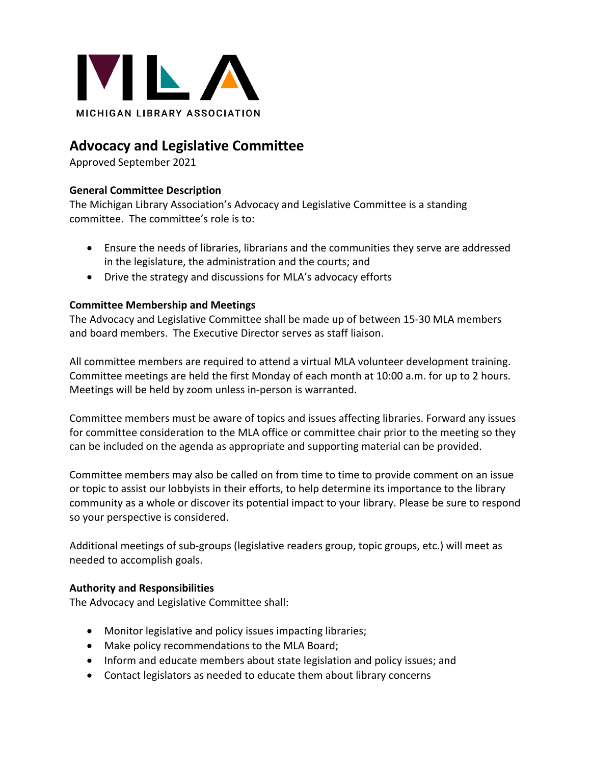MICHIGAN LIBRARY ASSOCIATION

# Advocacy and Legislative Committee

Approved September 2021

**General Committee Description**

The Michigan Library Association's Advocacy and Legislative Committee is a standing committee. The committee's role is to:

- Ensure the needs of libraries, librarians and the communities they serve are addressed in the legislature, the administration and the courts; and
- Drive the strategy and discussions for MLA's advocacy efforts

**Committee Membership and Meetings**

The Advocacy and Legislative Committee shall be made up of between 15-30 MLA members and board members. The Executive Director serves as staff liaison.

All committee members are required to attend a virtual MLA volunteer development training. Committee meetings are held the first Monday of each month at 10:00 a.m. for up to 2 hours. Meetings will be held by zoom unless in-person is warranted.

Committee members must be aware of topics and issues affecting libraries. Forward any issues for committee consideration to the MLA office or committee chair prior to the meeting so they can be included on the agenda as appropriate and supporting material can be provided.

Committee members may also be called on from time to time to provide comment on an issue or topic to assist our lobbyists in their efforts, to help determine its importance to the library community as a whole or discover its potential impact to your library. Please be sure to respond so your perspective is considered.

Additional meetings of sub-groups (legislative readers group, topic groups, etc.) will meet as needed to accomplish goals.

**Authority and Responsibilities**

The Advocacy and Legislative Committee shall:

- Monitor legislative and policy issues impacting libraries;
- Make policy recommendations to the MLA Board;
- Inform and educate members about state legislation and policy issues; and
- Contact legislators as needed to educate them about library concerns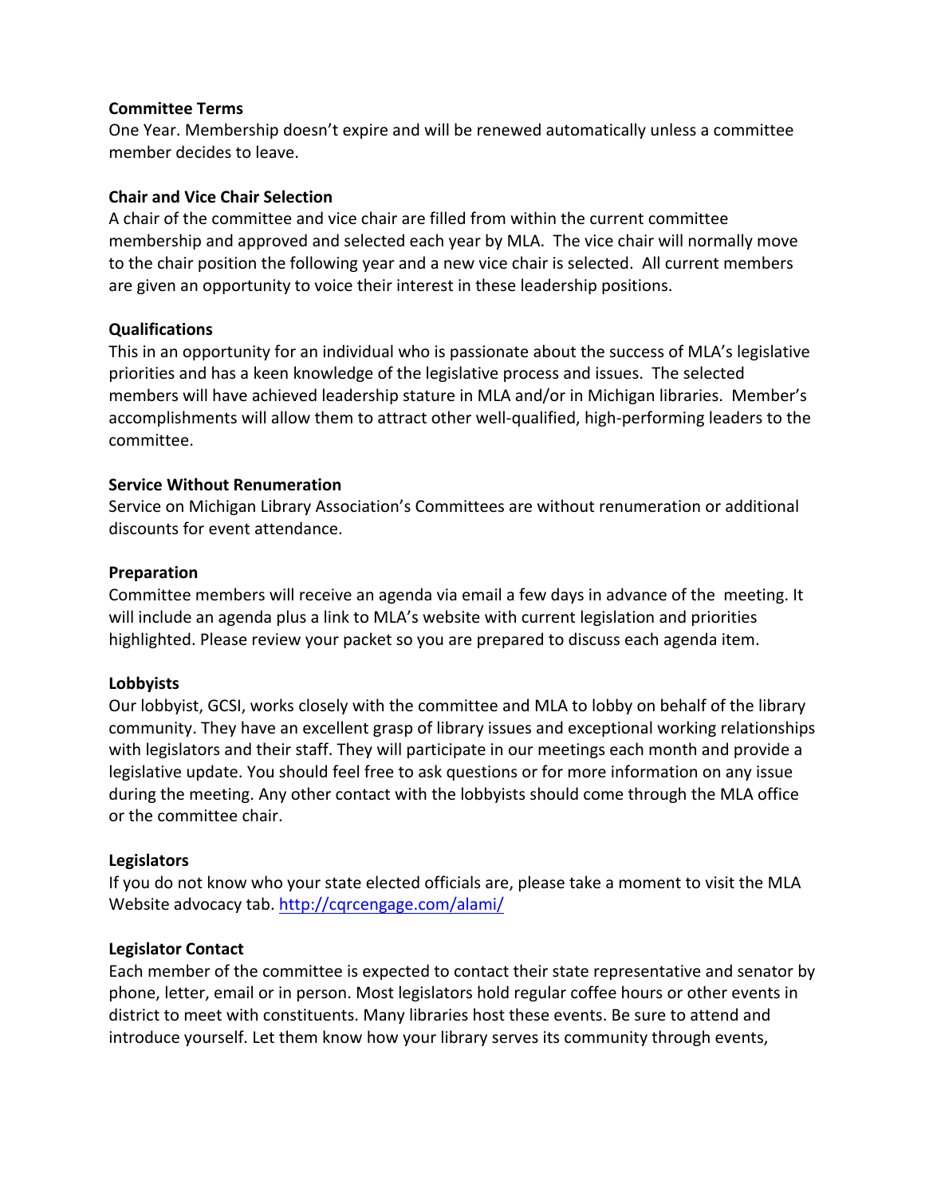**Committee Terms**

One Year. Membership doesn't expire and will be renewed automatically unless a committee member decides to leave.

**Chair and Vice Chair Selection**

A chair of the committee and vice chair are filled from within the current committee membership and approved and selected each year by MLA. The vice chair will normally move to the chair position the following year and a new vice chair is selected. All current members are given an opportunity to voice their interest in these leadership positions.

**Qualifications**

This in an opportunity for an individual who is passionate about the success of MLA's legislative priorities and has a keen knowledge of the legislative process and issues. The selected members will have achieved leadership stature in MLA and/or in Michigan libraries. Member's accomplishments will allow them to attract other well-qualified, high-performing leaders to the committee.

**Service Without Renumeration**

Service on Michigan Library Association's Committees are without renumeration or additional discounts for event attendance.

**Preparation**

Committee members will receive an agenda via email a few days in advance of the meeting. It will include an agenda plus a link to MLA's website with current legislation and priorities highlighted. Please review your packet so you are prepared to discuss each agenda item.

**Lobbyists**

Our lobbyist, GCSI, works closely with the committee and MLA to lobby on behalf of the library community. They have an excellent grasp of library issues and exceptional working relationships with legislators and their staff. They will participate in our meetings each month and provide a legislative update. You should feel free to ask questions or for more information on any issue during the meeting. Any other contact with the lobbyists should come through the MLA office or the committee chair.

**Legislators**

If you do not know who your state elected officials are, please take a moment to visit the MLA Website advocacy tab. http://cqrcengage.com/alami/

**Legislator Contact**

Each member of the committee is expected to contact their state representative and senator by phone, letter, email or in person. Most legislators hold regular coffee hours or other events in district to meet with constituents. Many libraries host these events. Be sure to attend and introduce yourself. Let them know how your library serves its community through events,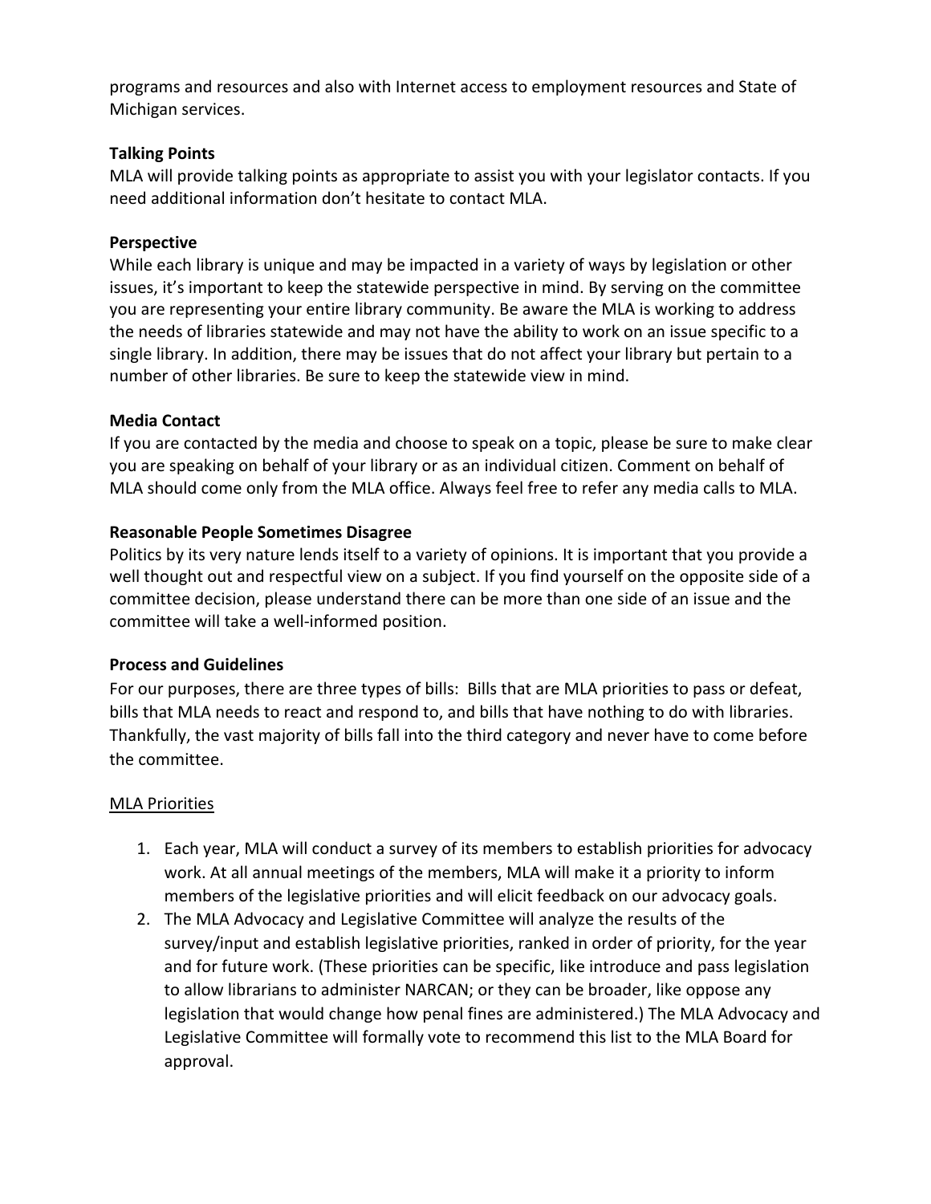programs and resources and also with Internet access to employment resources and State of Michigan services.

**Talking Points**
MLA will provide talking points as appropriate to assist you with your legislator contacts. If you need additional information don't hesitate to contact MLA.

**Perspective**
While each library is unique and may be impacted in a variety of ways by legislation or other issues, it's important to keep the statewide perspective in mind. By serving on the committee you are representing your entire library community. Be aware the MLA is working to address the needs of libraries statewide and may not have the ability to work on an issue specific to a single library. In addition, there may be issues that do not affect your library but pertain to a number of other libraries. Be sure to keep the statewide view in mind.

**Media Contact**
If you are contacted by the media and choose to speak on a topic, please be sure to make clear you are speaking on behalf of your library or as an individual citizen. Comment on behalf of MLA should come only from the MLA office. Always feel free to refer any media calls to MLA.

**Reasonable People Sometimes Disagree**
Politics by its very nature lends itself to a variety of opinions. It is important that you provide a well thought out and respectful view on a subject. If you find yourself on the opposite side of a committee decision, please understand there can be more than one side of an issue and the committee will take a well-informed position.

**Process and Guidelines**
For our purposes, there are three types of bills: Bills that are MLA priorities to pass or defeat, bills that MLA needs to react and respond to, and bills that have nothing to do with libraries. Thankfully, the vast majority of bills fall into the third category and never have to come before the committee.

<u>MLA Priorities</u>

1. Each year, MLA will conduct a survey of its members to establish priorities for advocacy work. At all annual meetings of the members, MLA will make it a priority to inform members of the legislative priorities and will elicit feedback on our advocacy goals.
2. The MLA Advocacy and Legislative Committee will analyze the results of the survey/input and establish legislative priorities, ranked in order of priority, for the year and for future work. (These priorities can be specific, like introduce and pass legislation to allow librarians to administer NARCAN; or they can be broader, like oppose any legislation that would change how penal fines are administered.) The MLA Advocacy and Legislative Committee will formally vote to recommend this list to the MLA Board for approval.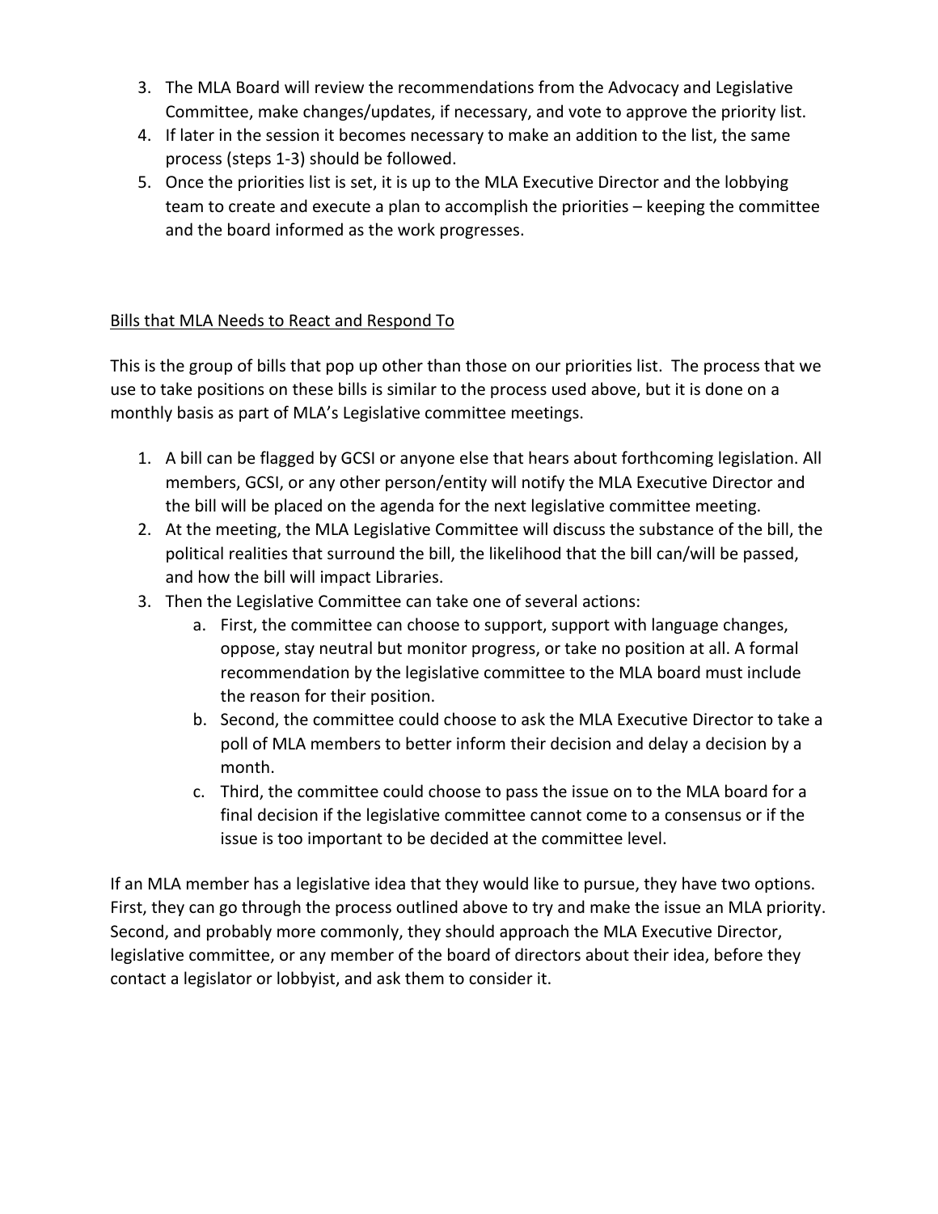3. The MLA Board will review the recommendations from the Advocacy and Legislative Committee, make changes/updates, if necessary, and vote to approve the priority list.
4. If later in the session it becomes necessary to make an addition to the list, the same process (steps 1-3) should be followed.
5. Once the priorities list is set, it is up to the MLA Executive Director and the lobbying team to create and execute a plan to accomplish the priorities – keeping the committee and the board informed as the work progresses.

<u>Bills that MLA Needs to React and Respond To</u>

This is the group of bills that pop up other than those on our priorities list. The process that we use to take positions on these bills is similar to the process used above, but it is done on a monthly basis as part of MLA's Legislative committee meetings.

1. A bill can be flagged by GCSI or anyone else that hears about forthcoming legislation. All members, GCSI, or any other person/entity will notify the MLA Executive Director and the bill will be placed on the agenda for the next legislative committee meeting.
2. At the meeting, the MLA Legislative Committee will discuss the substance of the bill, the political realities that surround the bill, the likelihood that the bill can/will be passed, and how the bill will impact Libraries.
3. Then the Legislative Committee can take one of several actions:
   a. First, the committee can choose to support, support with language changes, oppose, stay neutral but monitor progress, or take no position at all. A formal recommendation by the legislative committee to the MLA board must include the reason for their position.
   b. Second, the committee could choose to ask the MLA Executive Director to take a poll of MLA members to better inform their decision and delay a decision by a month.
   c. Third, the committee could choose to pass the issue on to the MLA board for a final decision if the legislative committee cannot come to a consensus or if the issue is too important to be decided at the committee level.

If an MLA member has a legislative idea that they would like to pursue, they have two options. First, they can go through the process outlined above to try and make the issue an MLA priority. Second, and probably more commonly, they should approach the MLA Executive Director, legislative committee, or any member of the board of directors about their idea, before they contact a legislator or lobbyist, and ask them to consider it.